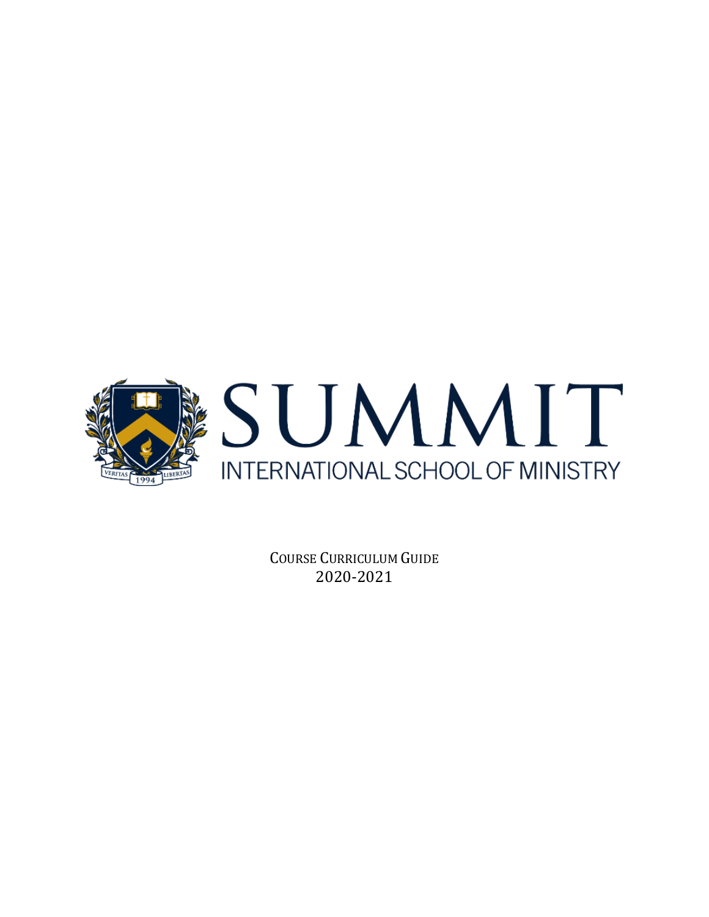# SUMMIT

INTERNATIONAL SCHOOL OF MINISTRY

VERITAS 1994 LIBERTAS

COURSE CURRICULUM GUIDE
2020-2021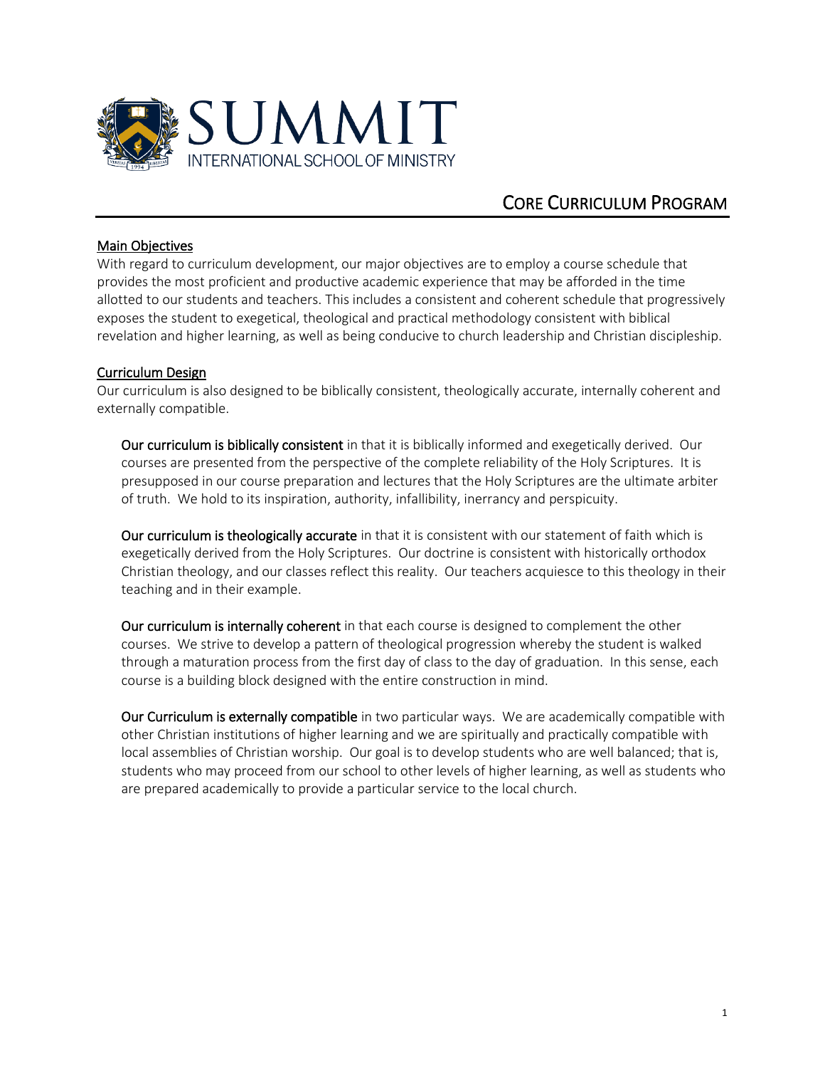# SUMMIT

INTERNATIONAL SCHOOL OF MINISTRY

## CORE CURRICULUM PROGRAM

### Main Objectives

With regard to curriculum development, our major objectives are to employ a course schedule that provides the most proficient and productive academic experience that may be afforded in the time allotted to our students and teachers. This includes a consistent and coherent schedule that progressively exposes the student to exegetical, theological and practical methodology consistent with biblical revelation and higher learning, as well as being conducive to church leadership and Christian discipleship.

### Curriculum Design

Our curriculum is also designed to be biblically consistent, theologically accurate, internally coherent and externally compatible.

**Our curriculum is biblically consistent** in that it is biblically informed and exegetically derived. Our courses are presented from the perspective of the complete reliability of the Holy Scriptures. It is presupposed in our course preparation and lectures that the Holy Scriptures are the ultimate arbiter of truth. We hold to its inspiration, authority, infallibility, inerrancy and perspicuity.

**Our curriculum is theologically accurate** in that it is consistent with our statement of faith which is exegetically derived from the Holy Scriptures. Our doctrine is consistent with historically orthodox Christian theology, and our classes reflect this reality. Our teachers acquiesce to this theology in their teaching and in their example.

**Our curriculum is internally coherent** in that each course is designed to complement the other courses. We strive to develop a pattern of theological progression whereby the student is walked through a maturation process from the first day of class to the day of graduation. In this sense, each course is a building block designed with the entire construction in mind.

**Our Curriculum is externally compatible** in two particular ways. We are academically compatible with other Christian institutions of higher learning and we are spiritually and practically compatible with local assemblies of Christian worship. Our goal is to develop students who are well balanced; that is, students who may proceed from our school to other levels of higher learning, as well as students who are prepared academically to provide a particular service to the local church.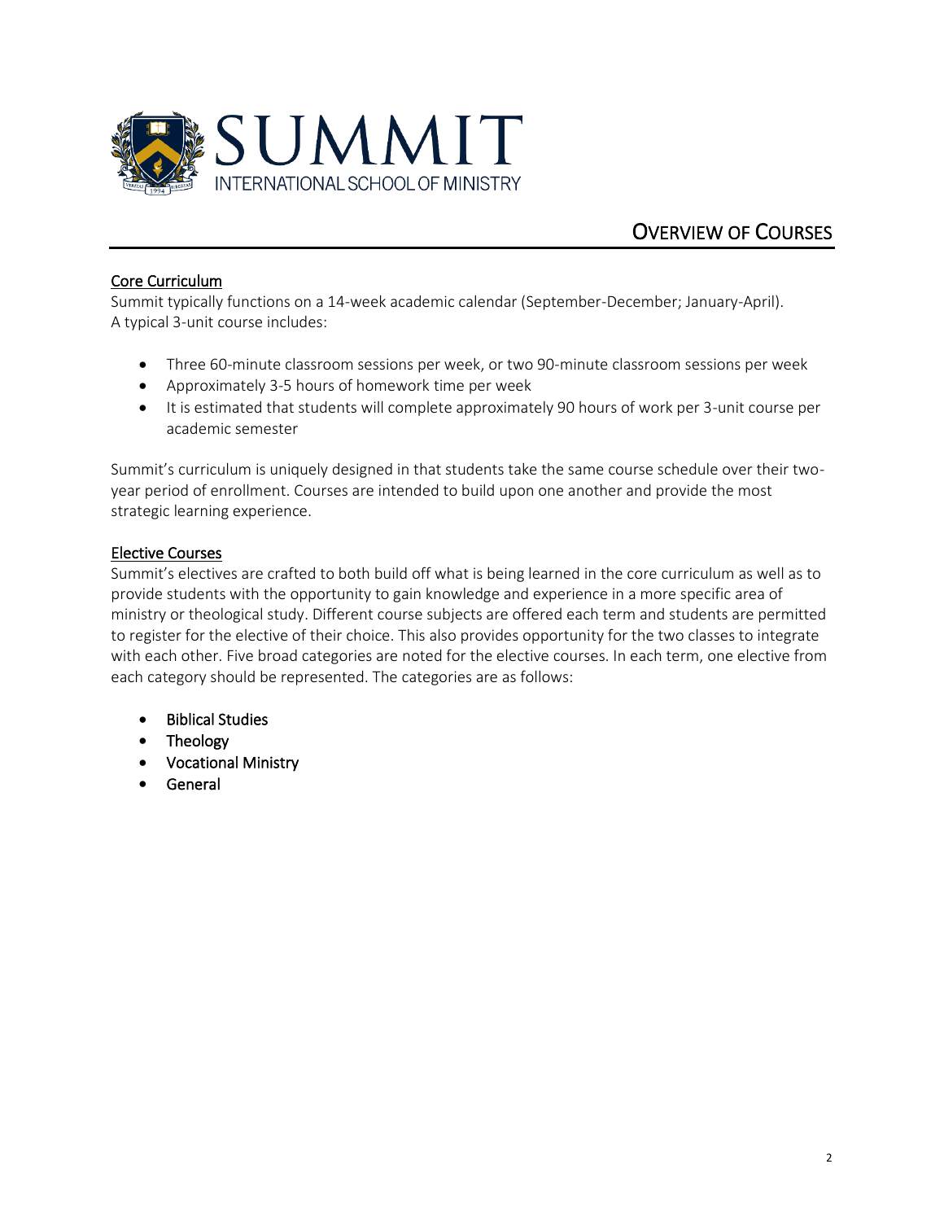# SUMMIT

INTERNATIONAL SCHOOL OF MINISTRY

## Overview of Courses

### Core Curriculum

Summit typically functions on a 14-week academic calendar (September-December; January-April). A typical 3-unit course includes:

- Three 60-minute classroom sessions per week, or two 90-minute classroom sessions per week
- Approximately 3-5 hours of homework time per week
- It is estimated that students will complete approximately 90 hours of work per 3-unit course per academic semester

Summit's curriculum is uniquely designed in that students take the same course schedule over their two-year period of enrollment. Courses are intended to build upon one another and provide the most strategic learning experience.

### Elective Courses

Summit's electives are crafted to both build off what is being learned in the core curriculum as well as to provide students with the opportunity to gain knowledge and experience in a more specific area of ministry or theological study. Different course subjects are offered each term and students are permitted to register for the elective of their choice. This also provides opportunity for the two classes to integrate with each other. Five broad categories are noted for the elective courses. In each term, one elective from each category should be represented. The categories are as follows:

- Biblical Studies
- Theology
- Vocational Ministry
- General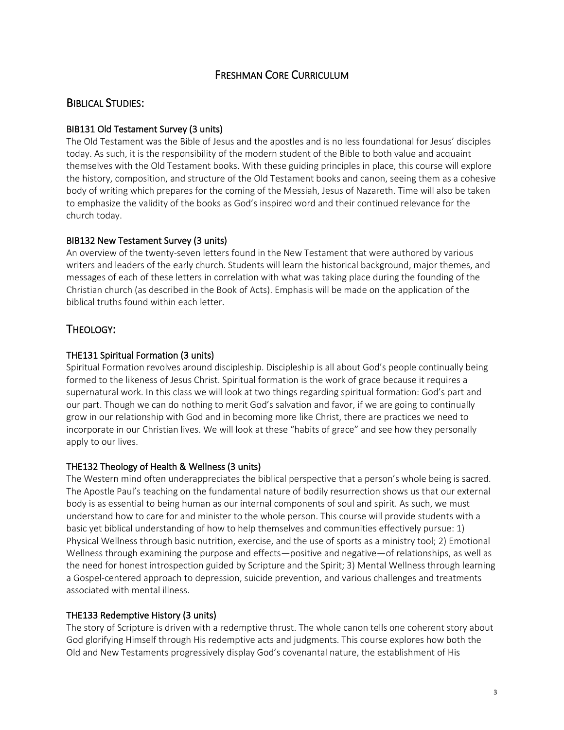# Freshman Core Curriculum

## Biblical Studies:

### BIB131 Old Testament Survey (3 units)

The Old Testament was the Bible of Jesus and the apostles and is no less foundational for Jesus' disciples today. As such, it is the responsibility of the modern student of the Bible to both value and acquaint themselves with the Old Testament books. With these guiding principles in place, this course will explore the history, composition, and structure of the Old Testament books and canon, seeing them as a cohesive body of writing which prepares for the coming of the Messiah, Jesus of Nazareth. Time will also be taken to emphasize the validity of the books as God's inspired word and their continued relevance for the church today.

### BIB132 New Testament Survey (3 units)

An overview of the twenty-seven letters found in the New Testament that were authored by various writers and leaders of the early church. Students will learn the historical background, major themes, and messages of each of these letters in correlation with what was taking place during the founding of the Christian church (as described in the Book of Acts). Emphasis will be made on the application of the biblical truths found within each letter.

## Theology:

### THE131 Spiritual Formation (3 units)

Spiritual Formation revolves around discipleship. Discipleship is all about God's people continually being formed to the likeness of Jesus Christ. Spiritual formation is the work of grace because it requires a supernatural work. In this class we will look at two things regarding spiritual formation: God's part and our part. Though we can do nothing to merit God's salvation and favor, if we are going to continually grow in our relationship with God and in becoming more like Christ, there are practices we need to incorporate in our Christian lives. We will look at these "habits of grace" and see how they personally apply to our lives.

### THE132 Theology of Health & Wellness (3 units)

The Western mind often underappreciates the biblical perspective that a person's whole being is sacred. The Apostle Paul's teaching on the fundamental nature of bodily resurrection shows us that our external body is as essential to being human as our internal components of soul and spirit. As such, we must understand how to care for and minister to the whole person. This course will provide students with a basic yet biblical understanding of how to help themselves and communities effectively pursue: 1) Physical Wellness through basic nutrition, exercise, and the use of sports as a ministry tool; 2) Emotional Wellness through examining the purpose and effects—positive and negative—of relationships, as well as the need for honest introspection guided by Scripture and the Spirit; 3) Mental Wellness through learning a Gospel-centered approach to depression, suicide prevention, and various challenges and treatments associated with mental illness.

### THE133 Redemptive History (3 units)

The story of Scripture is driven with a redemptive thrust. The whole canon tells one coherent story about God glorifying Himself through His redemptive acts and judgments. This course explores how both the Old and New Testaments progressively display God's covenantal nature, the establishment of His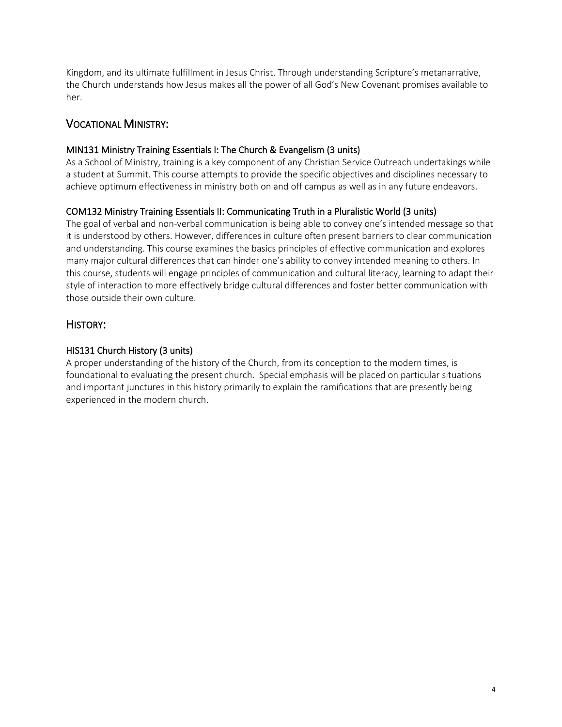Kingdom, and its ultimate fulfillment in Jesus Christ. Through understanding Scripture's metanarrative, the Church understands how Jesus makes all the power of all God's New Covenant promises available to her.

## VOCATIONAL MINISTRY:

### MIN131 Ministry Training Essentials I: The Church & Evangelism (3 units)

As a School of Ministry, training is a key component of any Christian Service Outreach undertakings while a student at Summit. This course attempts to provide the specific objectives and disciplines necessary to achieve optimum effectiveness in ministry both on and off campus as well as in any future endeavors.

### COM132 Ministry Training Essentials II: Communicating Truth in a Pluralistic World (3 units)

The goal of verbal and non-verbal communication is being able to convey one's intended message so that it is understood by others. However, differences in culture often present barriers to clear communication and understanding. This course examines the basics principles of effective communication and explores many major cultural differences that can hinder one's ability to convey intended meaning to others. In this course, students will engage principles of communication and cultural literacy, learning to adapt their style of interaction to more effectively bridge cultural differences and foster better communication with those outside their own culture.

## HISTORY:

### HIS131 Church History (3 units)

A proper understanding of the history of the Church, from its conception to the modern times, is foundational to evaluating the present church. Special emphasis will be placed on particular situations and important junctures in this history primarily to explain the ramifications that are presently being experienced in the modern church.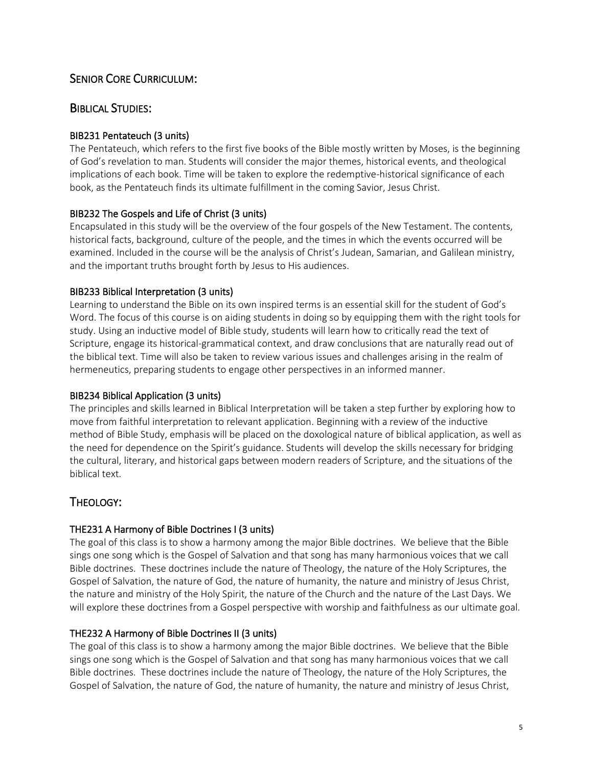## Senior Core Curriculum:

## Biblical Studies:

### BIB231 Pentateuch (3 units)

The Pentateuch, which refers to the first five books of the Bible mostly written by Moses, is the beginning of God's revelation to man. Students will consider the major themes, historical events, and theological implications of each book. Time will be taken to explore the redemptive-historical significance of each book, as the Pentateuch finds its ultimate fulfillment in the coming Savior, Jesus Christ.

### BIB232 The Gospels and Life of Christ (3 units)

Encapsulated in this study will be the overview of the four gospels of the New Testament. The contents, historical facts, background, culture of the people, and the times in which the events occurred will be examined. Included in the course will be the analysis of Christ's Judean, Samarian, and Galilean ministry, and the important truths brought forth by Jesus to His audiences.

### BIB233 Biblical Interpretation (3 units)

Learning to understand the Bible on its own inspired terms is an essential skill for the student of God's Word. The focus of this course is on aiding students in doing so by equipping them with the right tools for study. Using an inductive model of Bible study, students will learn how to critically read the text of Scripture, engage its historical-grammatical context, and draw conclusions that are naturally read out of the biblical text. Time will also be taken to review various issues and challenges arising in the realm of hermeneutics, preparing students to engage other perspectives in an informed manner.

### BIB234 Biblical Application (3 units)

The principles and skills learned in Biblical Interpretation will be taken a step further by exploring how to move from faithful interpretation to relevant application. Beginning with a review of the inductive method of Bible Study, emphasis will be placed on the doxological nature of biblical application, as well as the need for dependence on the Spirit's guidance. Students will develop the skills necessary for bridging the cultural, literary, and historical gaps between modern readers of Scripture, and the situations of the biblical text.

## Theology:

### THE231 A Harmony of Bible Doctrines I (3 units)

The goal of this class is to show a harmony among the major Bible doctrines. We believe that the Bible sings one song which is the Gospel of Salvation and that song has many harmonious voices that we call Bible doctrines. These doctrines include the nature of Theology, the nature of the Holy Scriptures, the Gospel of Salvation, the nature of God, the nature of humanity, the nature and ministry of Jesus Christ, the nature and ministry of the Holy Spirit, the nature of the Church and the nature of the Last Days. We will explore these doctrines from a Gospel perspective with worship and faithfulness as our ultimate goal.

### THE232 A Harmony of Bible Doctrines II (3 units)

The goal of this class is to show a harmony among the major Bible doctrines. We believe that the Bible sings one song which is the Gospel of Salvation and that song has many harmonious voices that we call Bible doctrines. These doctrines include the nature of Theology, the nature of the Holy Scriptures, the Gospel of Salvation, the nature of God, the nature of humanity, the nature and ministry of Jesus Christ,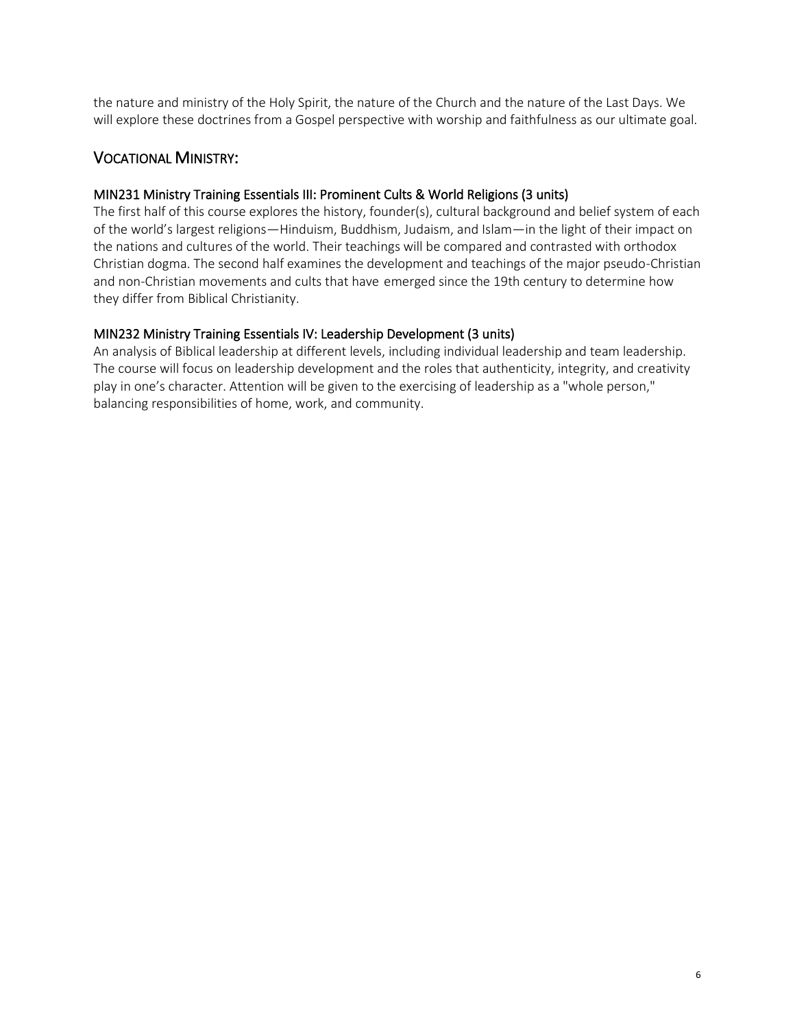the nature and ministry of the Holy Spirit, the nature of the Church and the nature of the Last Days. We will explore these doctrines from a Gospel perspective with worship and faithfulness as our ultimate goal.

## VOCATIONAL MINISTRY:

### MIN231 Ministry Training Essentials III: Prominent Cults & World Religions (3 units)

The first half of this course explores the history, founder(s), cultural background and belief system of each of the world's largest religions—Hinduism, Buddhism, Judaism, and Islam—in the light of their impact on the nations and cultures of the world. Their teachings will be compared and contrasted with orthodox Christian dogma. The second half examines the development and teachings of the major pseudo-Christian and non-Christian movements and cults that have emerged since the 19th century to determine how they differ from Biblical Christianity.

### MIN232 Ministry Training Essentials IV: Leadership Development (3 units)

An analysis of Biblical leadership at different levels, including individual leadership and team leadership. The course will focus on leadership development and the roles that authenticity, integrity, and creativity play in one's character. Attention will be given to the exercising of leadership as a "whole person," balancing responsibilities of home, work, and community.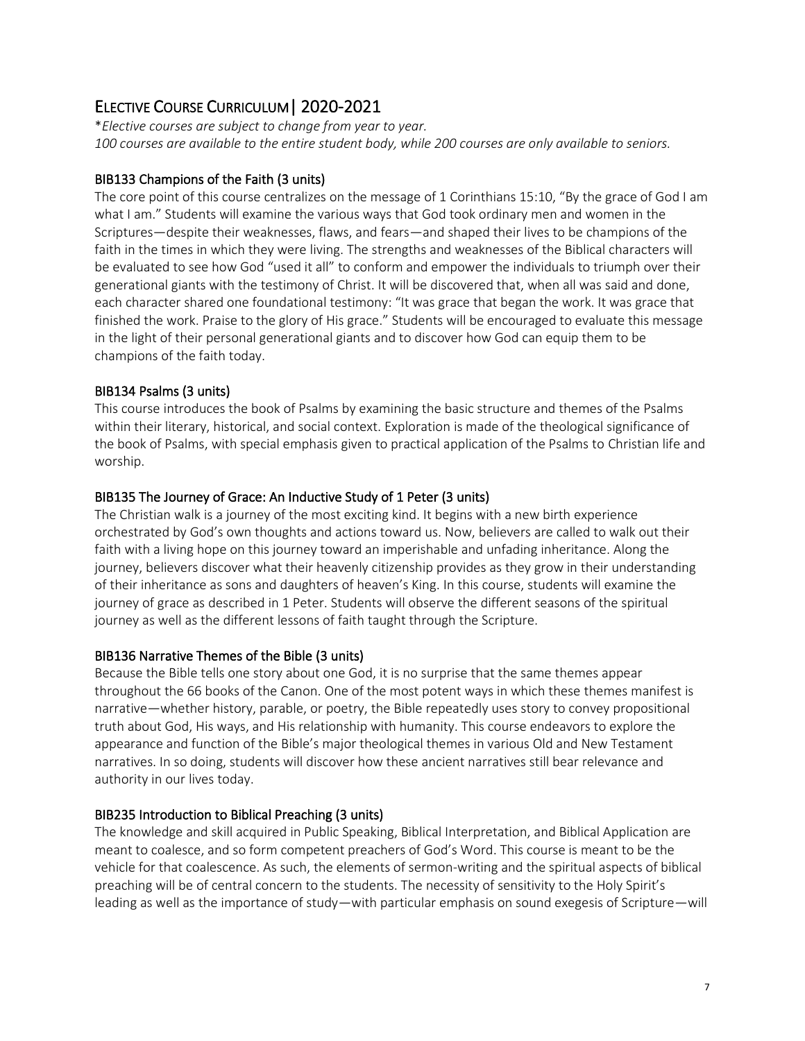# Elective Course Curriculum | 2020-2021

*\*Elective courses are subject to change from year to year.*
*100 courses are available to the entire student body, while 200 courses are only available to seniors.*

## BIB133 Champions of the Faith (3 units)

The core point of this course centralizes on the message of 1 Corinthians 15:10, "By the grace of God I am what I am." Students will examine the various ways that God took ordinary men and women in the Scriptures—despite their weaknesses, flaws, and fears—and shaped their lives to be champions of the faith in the times in which they were living. The strengths and weaknesses of the Biblical characters will be evaluated to see how God "used it all" to conform and empower the individuals to triumph over their generational giants with the testimony of Christ. It will be discovered that, when all was said and done, each character shared one foundational testimony: "It was grace that began the work. It was grace that finished the work. Praise to the glory of His grace." Students will be encouraged to evaluate this message in the light of their personal generational giants and to discover how God can equip them to be champions of the faith today.

## BIB134 Psalms (3 units)

This course introduces the book of Psalms by examining the basic structure and themes of the Psalms within their literary, historical, and social context. Exploration is made of the theological significance of the book of Psalms, with special emphasis given to practical application of the Psalms to Christian life and worship.

## BIB135 The Journey of Grace: An Inductive Study of 1 Peter (3 units)

The Christian walk is a journey of the most exciting kind. It begins with a new birth experience orchestrated by God's own thoughts and actions toward us. Now, believers are called to walk out their faith with a living hope on this journey toward an imperishable and unfading inheritance. Along the journey, believers discover what their heavenly citizenship provides as they grow in their understanding of their inheritance as sons and daughters of heaven's King. In this course, students will examine the journey of grace as described in 1 Peter. Students will observe the different seasons of the spiritual journey as well as the different lessons of faith taught through the Scripture.

## BIB136 Narrative Themes of the Bible (3 units)

Because the Bible tells one story about one God, it is no surprise that the same themes appear throughout the 66 books of the Canon. One of the most potent ways in which these themes manifest is narrative—whether history, parable, or poetry, the Bible repeatedly uses story to convey propositional truth about God, His ways, and His relationship with humanity. This course endeavors to explore the appearance and function of the Bible's major theological themes in various Old and New Testament narratives. In so doing, students will discover how these ancient narratives still bear relevance and authority in our lives today.

## BIB235 Introduction to Biblical Preaching (3 units)

The knowledge and skill acquired in Public Speaking, Biblical Interpretation, and Biblical Application are meant to coalesce, and so form competent preachers of God's Word. This course is meant to be the vehicle for that coalescence. As such, the elements of sermon-writing and the spiritual aspects of biblical preaching will be of central concern to the students. The necessity of sensitivity to the Holy Spirit's leading as well as the importance of study—with particular emphasis on sound exegesis of Scripture—will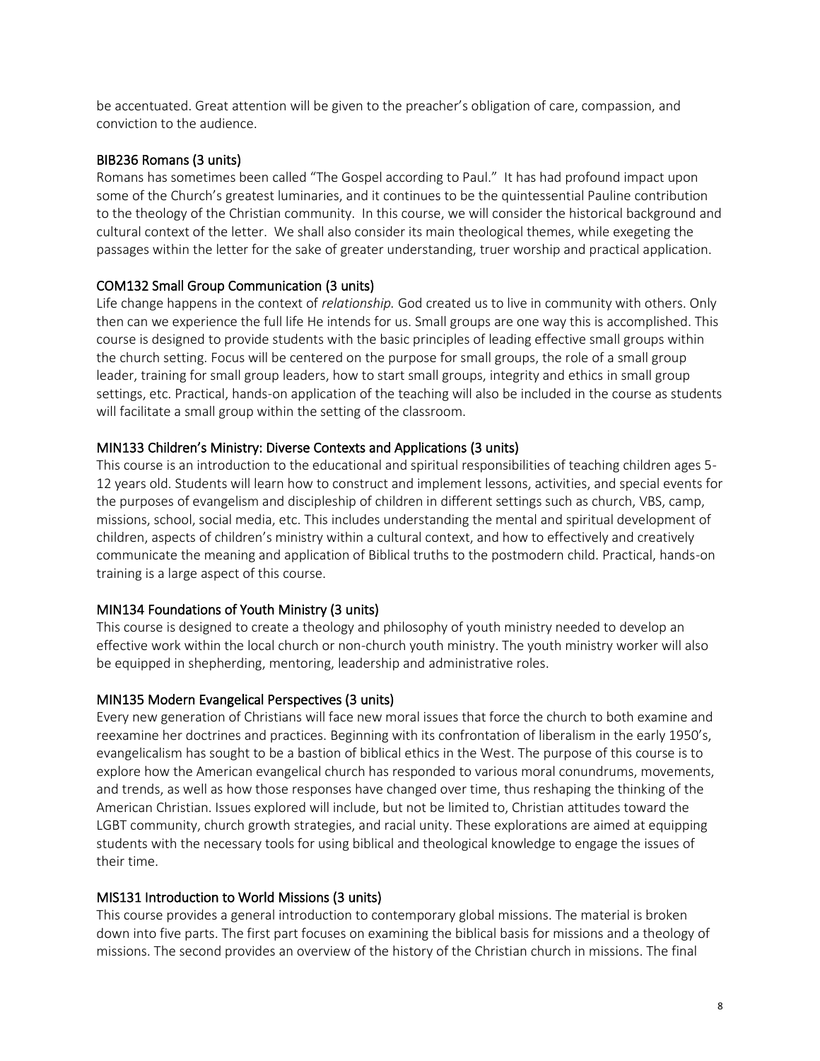be accentuated. Great attention will be given to the preacher's obligation of care, compassion, and conviction to the audience.

### BIB236 Romans (3 units)

Romans has sometimes been called "The Gospel according to Paul." It has had profound impact upon some of the Church's greatest luminaries, and it continues to be the quintessential Pauline contribution to the theology of the Christian community. In this course, we will consider the historical background and cultural context of the letter. We shall also consider its main theological themes, while exegeting the passages within the letter for the sake of greater understanding, truer worship and practical application.

### COM132 Small Group Communication (3 units)

Life change happens in the context of *relationship.* God created us to live in community with others. Only then can we experience the full life He intends for us. Small groups are one way this is accomplished. This course is designed to provide students with the basic principles of leading effective small groups within the church setting. Focus will be centered on the purpose for small groups, the role of a small group leader, training for small group leaders, how to start small groups, integrity and ethics in small group settings, etc. Practical, hands-on application of the teaching will also be included in the course as students will facilitate a small group within the setting of the classroom.

### MIN133 Children's Ministry: Diverse Contexts and Applications (3 units)

This course is an introduction to the educational and spiritual responsibilities of teaching children ages 5-12 years old. Students will learn how to construct and implement lessons, activities, and special events for the purposes of evangelism and discipleship of children in different settings such as church, VBS, camp, missions, school, social media, etc. This includes understanding the mental and spiritual development of children, aspects of children's ministry within a cultural context, and how to effectively and creatively communicate the meaning and application of Biblical truths to the postmodern child. Practical, hands-on training is a large aspect of this course.

### MIN134 Foundations of Youth Ministry (3 units)

This course is designed to create a theology and philosophy of youth ministry needed to develop an effective work within the local church or non-church youth ministry. The youth ministry worker will also be equipped in shepherding, mentoring, leadership and administrative roles.

### MIN135 Modern Evangelical Perspectives (3 units)

Every new generation of Christians will face new moral issues that force the church to both examine and reexamine her doctrines and practices. Beginning with its confrontation of liberalism in the early 1950's, evangelicalism has sought to be a bastion of biblical ethics in the West. The purpose of this course is to explore how the American evangelical church has responded to various moral conundrums, movements, and trends, as well as how those responses have changed over time, thus reshaping the thinking of the American Christian. Issues explored will include, but not be limited to, Christian attitudes toward the LGBT community, church growth strategies, and racial unity. These explorations are aimed at equipping students with the necessary tools for using biblical and theological knowledge to engage the issues of their time.

### MIS131 Introduction to World Missions (3 units)

This course provides a general introduction to contemporary global missions. The material is broken down into five parts. The first part focuses on examining the biblical basis for missions and a theology of missions. The second provides an overview of the history of the Christian church in missions. The final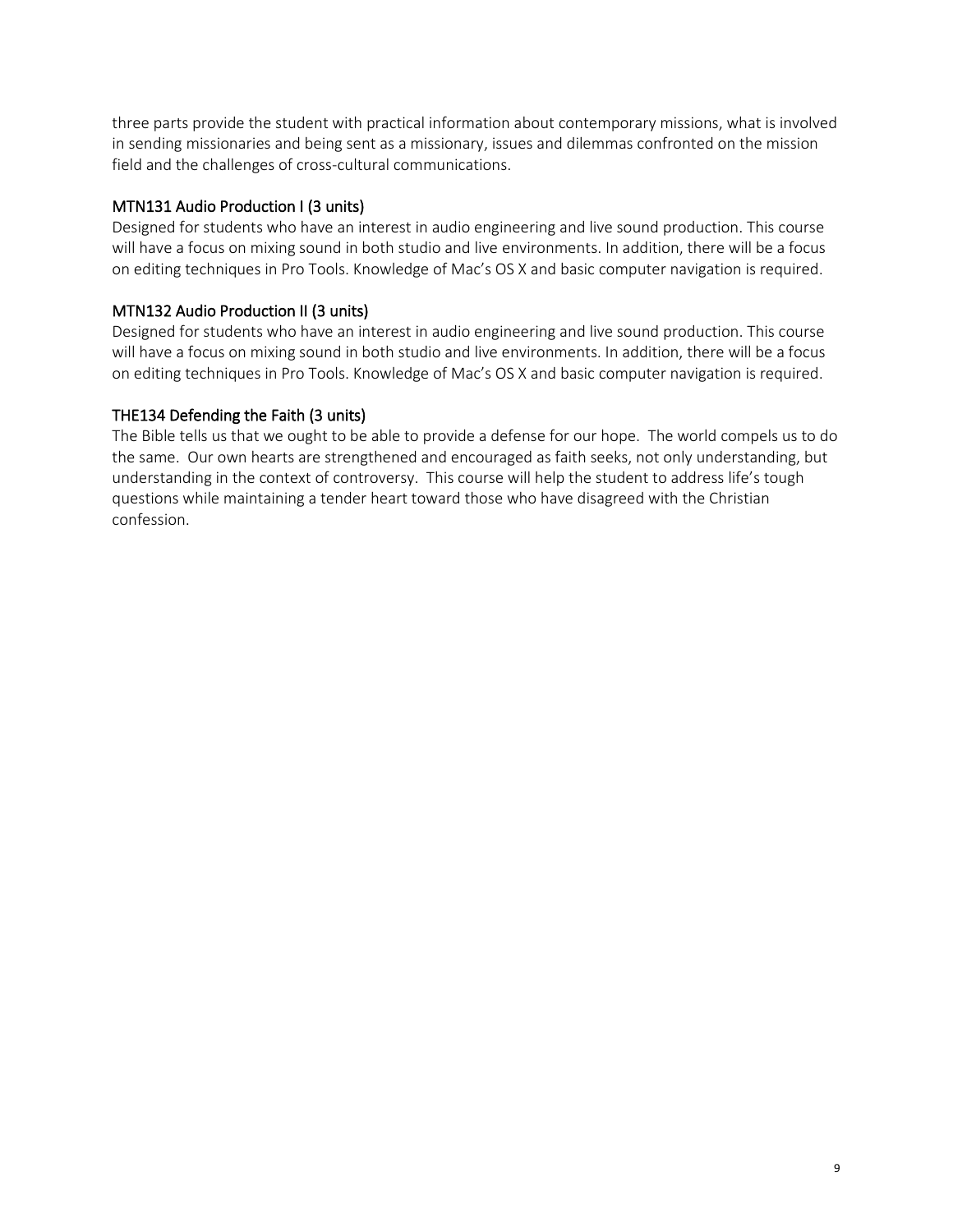three parts provide the student with practical information about contemporary missions, what is involved in sending missionaries and being sent as a missionary, issues and dilemmas confronted on the mission field and the challenges of cross-cultural communications.

### MTN131 Audio Production I (3 units)

Designed for students who have an interest in audio engineering and live sound production. This course will have a focus on mixing sound in both studio and live environments. In addition, there will be a focus on editing techniques in Pro Tools. Knowledge of Mac's OS X and basic computer navigation is required.

### MTN132 Audio Production II (3 units)

Designed for students who have an interest in audio engineering and live sound production. This course will have a focus on mixing sound in both studio and live environments. In addition, there will be a focus on editing techniques in Pro Tools. Knowledge of Mac's OS X and basic computer navigation is required.

### THE134 Defending the Faith (3 units)

The Bible tells us that we ought to be able to provide a defense for our hope. The world compels us to do the same. Our own hearts are strengthened and encouraged as faith seeks, not only understanding, but understanding in the context of controversy. This course will help the student to address life's tough questions while maintaining a tender heart toward those who have disagreed with the Christian confession.